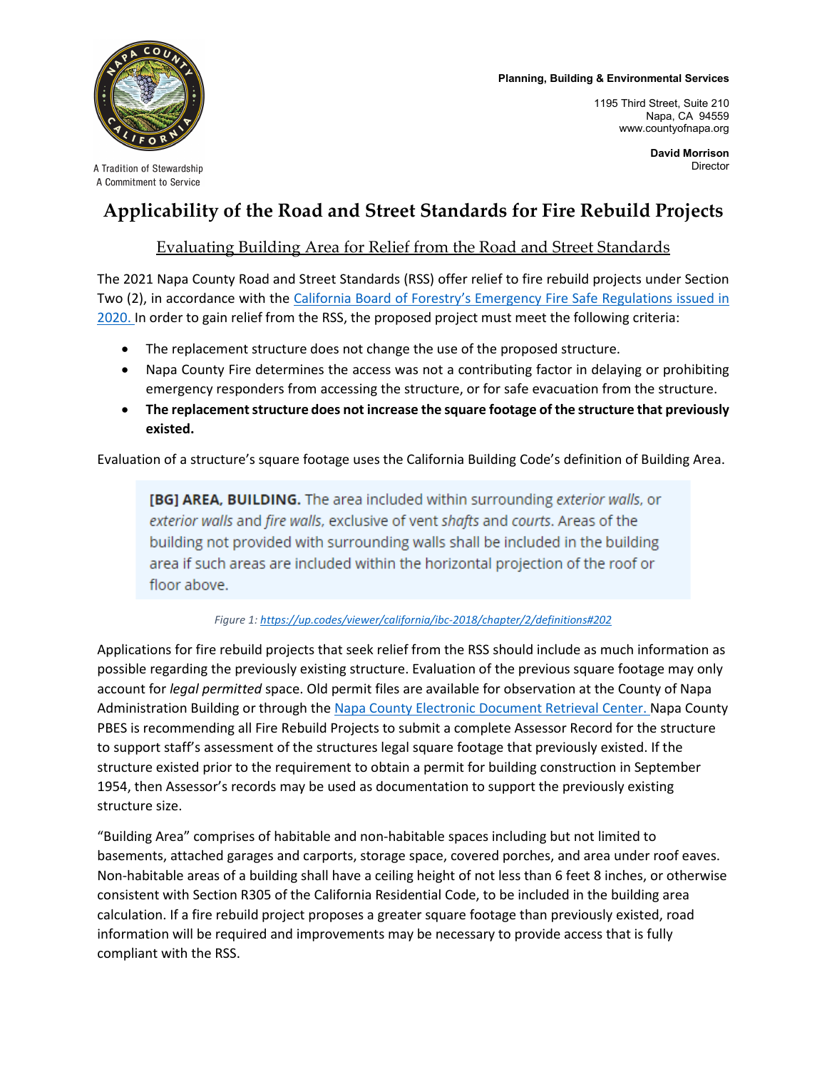Planning, Building & Environmental Services

1195 Third Street, Suite 210
Napa, CA 94559
www.countyofnapa.org

**David Morrison**
Director

A Tradition of Stewardship
A Commitment to Service

# Applicability of the Road and Street Standards for Fire Rebuild Projects

## Evaluating Building Area for Relief from the Road and Street Standards

The 2021 Napa County Road and Street Standards (RSS) offer relief to fire rebuild projects under Section Two (2), in accordance with the [California Board of Forestry's Emergency Fire Safe Regulations issued in 2020.](#) In order to gain relief from the RSS, the proposed project must meet the following criteria:

- The replacement structure does not change the use of the proposed structure.
- Napa County Fire determines the access was not a contributing factor in delaying or prohibiting emergency responders from accessing the structure, or for safe evacuation from the structure.
- **The replacement structure does not increase the square footage of the structure that previously existed.**

Evaluation of a structure's square footage uses the California Building Code's definition of Building Area.

> **[BG] AREA, BUILDING.** The area included within surrounding *exterior walls*, or *exterior walls* and *fire walls*, exclusive of vent *shafts* and *courts*. Areas of the building not provided with surrounding walls shall be included in the building area if such areas are included within the horizontal projection of the roof or floor above.

*Figure 1: [https://up.codes/viewer/california/ibc-2018/chapter/2/definitions#202](https://up.codes/viewer/california/ibc-2018/chapter/2/definitions#202)*

Applications for fire rebuild projects that seek relief from the RSS should include as much information as possible regarding the previously existing structure. Evaluation of the previous square footage may only account for *legal permitted* space. Old permit files are available for observation at the County of Napa Administration Building or through the [Napa County Electronic Document Retrieval Center.](#) Napa County PBES is recommending all Fire Rebuild Projects to submit a complete Assessor Record for the structure to support staff's assessment of the structures legal square footage that previously existed. If the structure existed prior to the requirement to obtain a permit for building construction in September 1954, then Assessor's records may be used as documentation to support the previously existing structure size.

"Building Area" comprises of habitable and non-habitable spaces including but not limited to basements, attached garages and carports, storage space, covered porches, and area under roof eaves. Non-habitable areas of a building shall have a ceiling height of not less than 6 feet 8 inches, or otherwise consistent with Section R305 of the California Residential Code, to be included in the building area calculation. If a fire rebuild project proposes a greater square footage than previously existed, road information will be required and improvements may be necessary to provide access that is fully compliant with the RSS.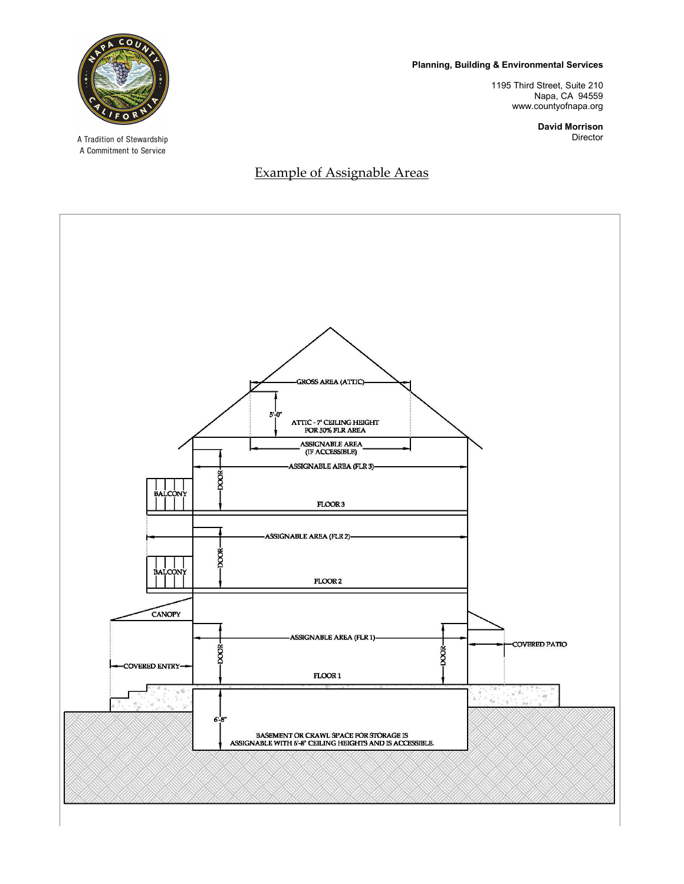Planning, Building & Environmental Services

1195 Third Street, Suite 210
Napa, CA 94559
www.countyofnapa.org

**David Morrison**
Director

A Tradition of Stewardship
A Commitment to Service

# Example of Assignable Areas

GROSS AREA (ATTIC)

5'-0"

ATTIC - 7' CEILING HEIGHT FOR 50% FLR AREA

ASSIGNABLE AREA (IF ACCESSIBLE)

ASSIGNABLE AREA (FLR 3)

BALCONY

DOOR

FLOOR 3

ASSIGNABLE AREA (FLR 2)

BALCONY

DOOR

FLOOR 2

CANOPY

ASSIGNABLE AREA (FLR 1)

COVERED PATIO

DOOR

DOOR

COVERED ENTRY

FLOOR 1

6'-8"

BASEMENT OR CRAWL SPACE FOR STORAGE IS ASSIGNABLE WITH 6'-8" CEILING HEIGHTS AND IS ACCESSIBLE.